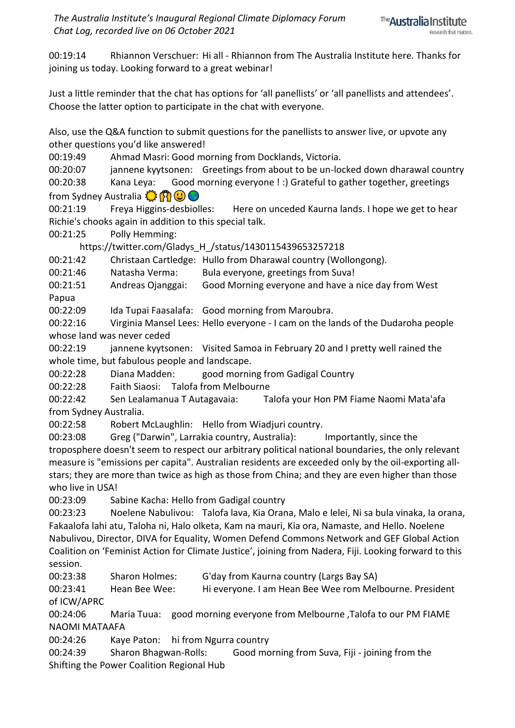*The Australia Institute's Inaugural Regional Climate Diplomacy Forum*
*Chat Log, recorded live on 06 October 2021*

00:19:14 Rhiannon Verschuer: Hi all - Rhiannon from The Australia Institute here. Thanks for joining us today. Looking forward to a great webinar!

Just a little reminder that the chat has options for 'all panellists' or 'all panellists and attendees'. Choose the latter option to participate in the chat with everyone.

Also, use the Q&A function to submit questions for the panellists to answer live, or upvote any other questions you'd like answered!

00:19:49 Ahmad Masri: Good morning from Docklands, Victoria.

00:20:07 jannene kyytsonen: Greetings from about to be un-locked down dharawal country

00:20:38 Kana Leya: Good morning everyone ! :) Grateful to gather together, greetings from Sydney Australia 🌞🙌😃🌏

00:21:19 Freya Higgins-desbiolles: Here on unceded Kaurna lands. I hope we get to hear Richie's chooks again in addition to this special talk.

00:21:25 Polly Hemming: https://twitter.com/Gladys_H_/status/1430115439653257218

00:21:42 Christaan Cartledge: Hullo from Dharawal country (Wollongong).

00:21:46 Natasha Verma: Bula everyone, greetings from Suva!

00:21:51 Andreas Ojanggai: Good Morning everyone and have a nice day from West Papua

00:22:09 Ida Tupai Faasalafa: Good morning from Maroubra.

00:22:16 Virginia Mansel Lees: Hello everyone - I cam on the lands of the Dudaroha people whose land was never ceded

00:22:19 jannene kyytsonen: Visited Samoa in February 20 and I pretty well rained the whole time, but fabulous people and landscape.

00:22:28 Diana Madden: good morning from Gadigal Country

00:22:28 Faith Siaosi: Talofa from Melbourne

00:22:42 Sen Lealamanua T Autagavaia: Talofa your Hon PM Fiame Naomi Mata'afa from Sydney Australia.

00:22:58 Robert McLaughlin: Hello from Wiadjuri country.

00:23:08 Greg ("Darwin", Larrakia country, Australia): Importantly, since the troposphere doesn't seem to respect our arbitrary political national boundaries, the only relevant measure is "emissions per capita". Australian residents are exceeded only by the oil-exporting all-stars; they are more than twice as high as those from China; and they are even higher than those who live in USA!

00:23:09 Sabine Kacha: Hello from Gadigal country

00:23:23 Noelene Nabulivou: Talofa lava, Kia Orana, Malo e lelei, Ni sa bula vinaka, Ia orana, Fakaalofa lahi atu, Taloha ni, Halo olketa, Kam na mauri, Kia ora, Namaste, and Hello. Noelene Nabulivou, Director, DIVA for Equality, Women Defend Commons Network and GEF Global Action Coalition on 'Feminist Action for Climate Justice', joining from Nadera, Fiji. Looking forward to this session.

00:23:38 Sharon Holmes: G'day from Kaurna country (Largs Bay SA)

00:23:41 Hean Bee Wee: Hi everyone. I am Hean Bee Wee rom Melbourne. President of ICW/APRC

00:24:06 Maria Tuua: good morning everyone from Melbourne ,Talofa to our PM FIAME NAOMI MATAAFA

00:24:26 Kaye Paton: hi from Ngurra country

00:24:39 Sharon Bhagwan-Rolls: Good morning from Suva, Fiji - joining from the Shifting the Power Coalition Regional Hub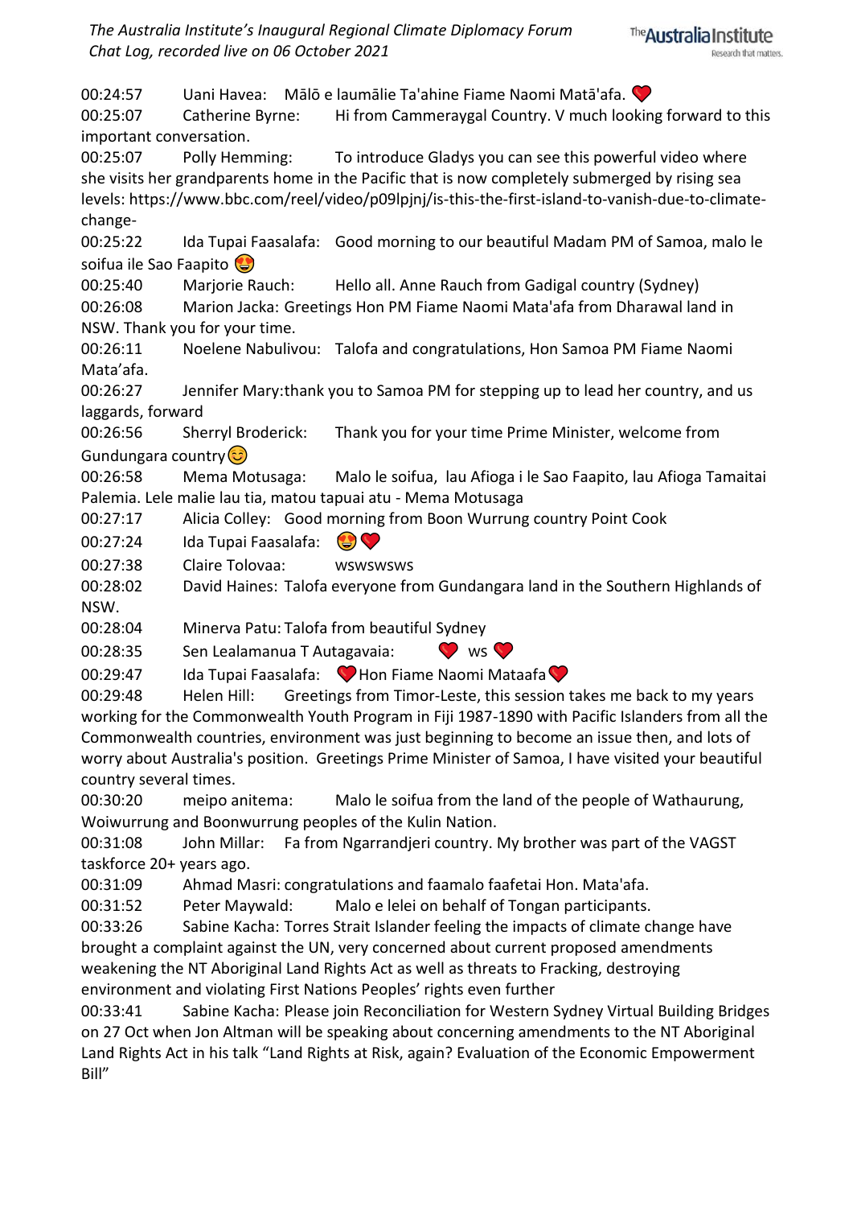00:24:57 Uani Havea: Mālō e laumālie Ta'ahine Fiame Naomi Matā'afa. ❤️

00:25:07 Catherine Byrne: Hi from Cammeraygal Country. V much looking forward to this important conversation.

00:25:07 Polly Hemming: To introduce Gladys you can see this powerful video where she visits her grandparents home in the Pacific that is now completely submerged by rising sea levels: https://www.bbc.com/reel/video/p09lpjnj/is-this-the-first-island-to-vanish-due-to-climate-change-

00:25:22 Ida Tupai Faasalafa: Good morning to our beautiful Madam PM of Samoa, malo le soifua ile Sao Faapito 😍

00:25:40 Marjorie Rauch: Hello all. Anne Rauch from Gadigal country (Sydney)

00:26:08 Marion Jacka: Greetings Hon PM Fiame Naomi Mata'afa from Dharawal land in NSW. Thank you for your time.

00:26:11 Noelene Nabulivou: Talofa and congratulations, Hon Samoa PM Fiame Naomi Mata'afa.

00:26:27 Jennifer Mary:thank you to Samoa PM for stepping up to lead her country, and us laggards, forward

00:26:56 Sherryl Broderick: Thank you for your time Prime Minister, welcome from Gundungara country😊

00:26:58 Mema Motusaga: Malo le soifua, lau Afioga i le Sao Faapito, lau Afioga Tamaitai Palemia. Lele malie lau tia, matou tapuai atu - Mema Motusaga

00:27:17 Alicia Colley: Good morning from Boon Wurrung country Point Cook

00:27:24 Ida Tupai Faasalafa: 😍❤️

00:27:38 Claire Tolovaa: wswswsws

00:28:02 David Haines: Talofa everyone from Gundangara land in the Southern Highlands of NSW.

00:28:04 Minerva Patu: Talofa from beautiful Sydney

00:28:35 Sen Lealamanua T Autagavaia: ❤️ ws ❤️

00:29:47 Ida Tupai Faasalafa: ❤️Hon Fiame Naomi Mataafa❤️

00:29:48 Helen Hill: Greetings from Timor-Leste, this session takes me back to my years working for the Commonwealth Youth Program in Fiji 1987-1890 with Pacific Islanders from all the Commonwealth countries, environment was just beginning to become an issue then, and lots of worry about Australia's position. Greetings Prime Minister of Samoa, I have visited your beautiful country several times.

00:30:20 meipo anitema: Malo le soifua from the land of the people of Wathaurung, Woiwurrung and Boonwurrung peoples of the Kulin Nation.

00:31:08 John Millar: Fa from Ngarrandjeri country. My brother was part of the VAGST taskforce 20+ years ago.

00:31:09 Ahmad Masri: congratulations and faamalo faafetai Hon. Mata'afa.

00:31:52 Peter Maywald: Malo e lelei on behalf of Tongan participants.

00:33:26 Sabine Kacha: Torres Strait Islander feeling the impacts of climate change have brought a complaint against the UN, very concerned about current proposed amendments weakening the NT Aboriginal Land Rights Act as well as threats to Fracking, destroying environment and violating First Nations Peoples' rights even further

00:33:41 Sabine Kacha: Please join Reconciliation for Western Sydney Virtual Building Bridges on 27 Oct when Jon Altman will be speaking about concerning amendments to the NT Aboriginal Land Rights Act in his talk "Land Rights at Risk, again? Evaluation of the Economic Empowerment Bill"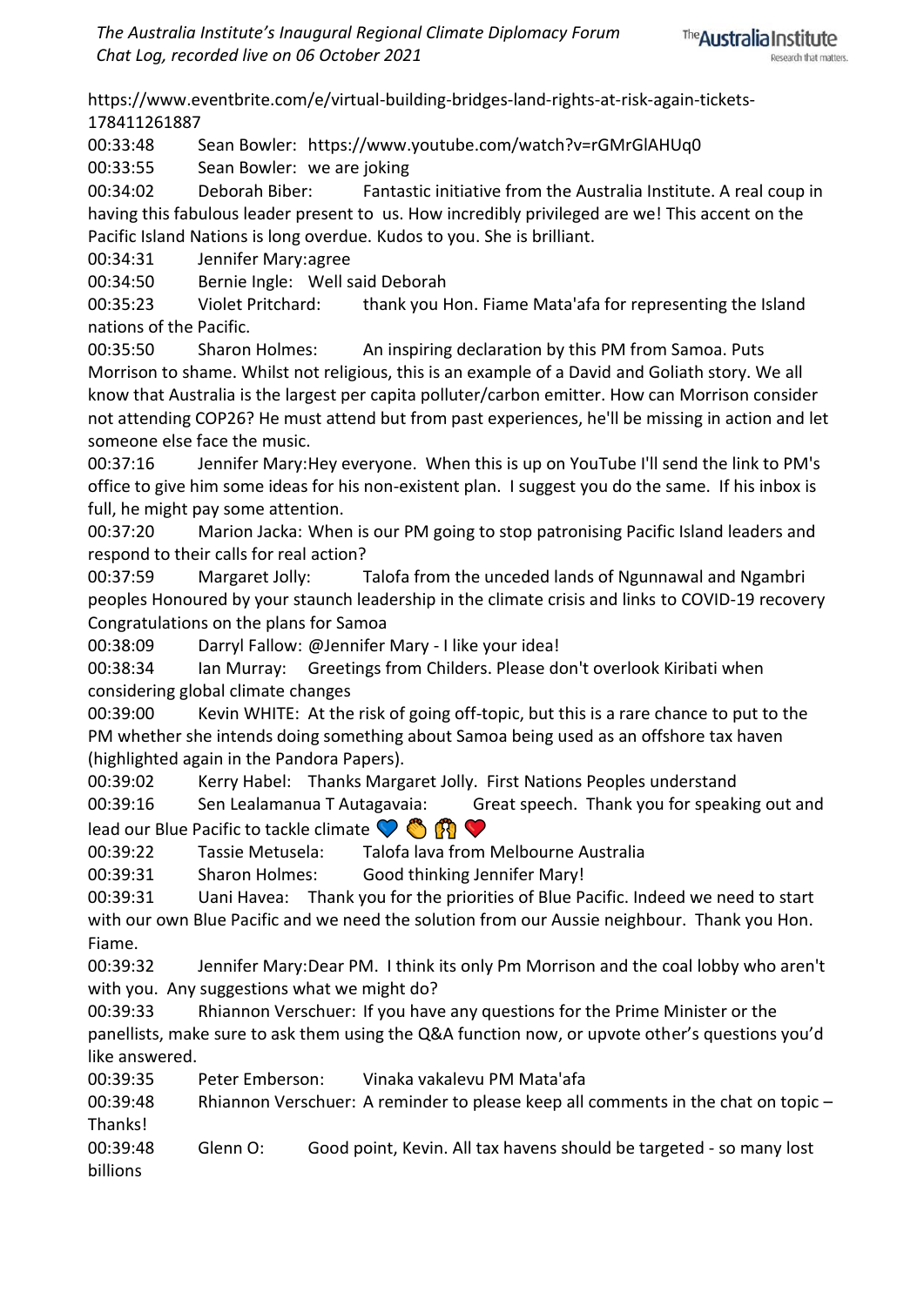https://www.eventbrite.com/e/virtual-building-bridges-land-rights-at-risk-again-tickets-178411261887

00:33:48 Sean Bowler: https://www.youtube.com/watch?v=rGMrGlAHUq0

00:33:55 Sean Bowler: we are joking

00:34:02 Deborah Biber: Fantastic initiative from the Australia Institute. A real coup in having this fabulous leader present to us. How incredibly privileged are we! This accent on the Pacific Island Nations is long overdue. Kudos to you. She is brilliant.

00:34:31 Jennifer Mary:agree

00:34:50 Bernie Ingle: Well said Deborah

00:35:23 Violet Pritchard: thank you Hon. Fiame Mata'afa for representing the Island nations of the Pacific.

00:35:50 Sharon Holmes: An inspiring declaration by this PM from Samoa. Puts Morrison to shame. Whilst not religious, this is an example of a David and Goliath story. We all know that Australia is the largest per capita polluter/carbon emitter. How can Morrison consider not attending COP26? He must attend but from past experiences, he'll be missing in action and let someone else face the music.

00:37:16 Jennifer Mary:Hey everyone. When this is up on YouTube I'll send the link to PM's office to give him some ideas for his non-existent plan. I suggest you do the same. If his inbox is full, he might pay some attention.

00:37:20 Marion Jacka: When is our PM going to stop patronising Pacific Island leaders and respond to their calls for real action?

00:37:59 Margaret Jolly: Talofa from the unceded lands of Ngunnawal and Ngambri peoples Honoured by your staunch leadership in the climate crisis and links to COVID-19 recovery Congratulations on the plans for Samoa

00:38:09 Darryl Fallow: @Jennifer Mary - I like your idea!

00:38:34 Ian Murray: Greetings from Childers. Please don't overlook Kiribati when considering global climate changes

00:39:00 Kevin WHITE: At the risk of going off-topic, but this is a rare chance to put to the PM whether she intends doing something about Samoa being used as an offshore tax haven (highlighted again in the Pandora Papers).

00:39:02 Kerry Habel: Thanks Margaret Jolly. First Nations Peoples understand

00:39:16 Sen Lealamanua T Autagavaia: Great speech. Thank you for speaking out and lead our Blue Pacific to tackle climate 💙 👏 🙌 ❤️

00:39:22 Tassie Metusela: Talofa lava from Melbourne Australia

00:39:31 Sharon Holmes: Good thinking Jennifer Mary!

00:39:31 Uani Havea: Thank you for the priorities of Blue Pacific. Indeed we need to start with our own Blue Pacific and we need the solution from our Aussie neighbour. Thank you Hon. Fiame.

00:39:32 Jennifer Mary:Dear PM. I think its only Pm Morrison and the coal lobby who aren't with you. Any suggestions what we might do?

00:39:33 Rhiannon Verschuer: If you have any questions for the Prime Minister or the panellists, make sure to ask them using the Q&A function now, or upvote other's questions you'd like answered.

00:39:35 Peter Emberson: Vinaka vakalevu PM Mata'afa

00:39:48 Rhiannon Verschuer: A reminder to please keep all comments in the chat on topic – Thanks!

00:39:48 Glenn O: Good point, Kevin. All tax havens should be targeted - so many lost billions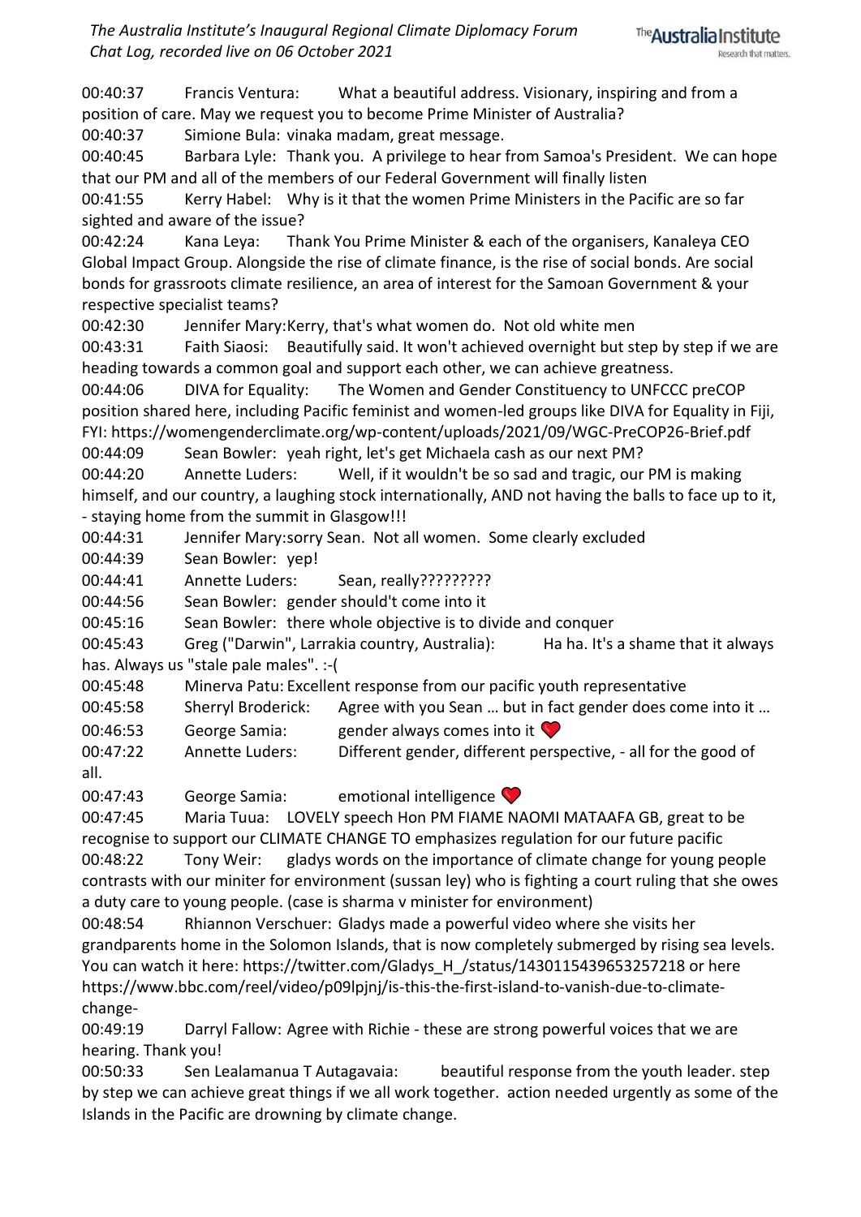00:40:37 Francis Ventura: What a beautiful address. Visionary, inspiring and from a position of care. May we request you to become Prime Minister of Australia?

00:40:37 Simione Bula: vinaka madam, great message.

00:40:45 Barbara Lyle: Thank you. A privilege to hear from Samoa's President. We can hope that our PM and all of the members of our Federal Government will finally listen

00:41:55 Kerry Habel: Why is it that the women Prime Ministers in the Pacific are so far sighted and aware of the issue?

00:42:24 Kana Leya: Thank You Prime Minister & each of the organisers, Kanaleya CEO Global Impact Group. Alongside the rise of climate finance, is the rise of social bonds. Are social bonds for grassroots climate resilience, an area of interest for the Samoan Government & your respective specialist teams?

00:42:30 Jennifer Mary:Kerry, that's what women do. Not old white men

00:43:31 Faith Siaosi: Beautifully said. It won't achieved overnight but step by step if we are heading towards a common goal and support each other, we can achieve greatness.

00:44:06 DIVA for Equality: The Women and Gender Constituency to UNFCCC preCOP position shared here, including Pacific feminist and women-led groups like DIVA for Equality in Fiji, FYI: https://womengenderclimate.org/wp-content/uploads/2021/09/WGC-PreCOP26-Brief.pdf

00:44:09 Sean Bowler: yeah right, let's get Michaela cash as our next PM?

00:44:20 Annette Luders: Well, if it wouldn't be so sad and tragic, our PM is making himself, and our country, a laughing stock internationally, AND not having the balls to face up to it, - staying home from the summit in Glasgow!!!

00:44:31 Jennifer Mary:sorry Sean. Not all women. Some clearly excluded

00:44:39 Sean Bowler: yep!

00:44:41 Annette Luders: Sean, really?????????

00:44:56 Sean Bowler: gender should't come into it

00:45:16 Sean Bowler: there whole objective is to divide and conquer

00:45:43 Greg ("Darwin", Larrakia country, Australia): Ha ha. It's a shame that it always has. Always us "stale pale males". :-(

00:45:48 Minerva Patu: Excellent response from our pacific youth representative

00:45:58 Sherryl Broderick: Agree with you Sean … but in fact gender does come into it …

00:46:53 George Samia: gender always comes into it ❤️

00:47:22 Annette Luders: Different gender, different perspective, - all for the good of all.

00:47:43 George Samia: emotional intelligence ❤️

00:47:45 Maria Tuua: LOVELY speech Hon PM FIAME NAOMI MATAAFA GB, great to be recognise to support our CLIMATE CHANGE TO emphasizes regulation for our future pacific

00:48:22 Tony Weir: gladys words on the importance of climate change for young people contrasts with our miniter for environment (sussan ley) who is fighting a court ruling that she owes a duty care to young people. (case is sharma v minister for environment)

00:48:54 Rhiannon Verschuer: Gladys made a powerful video where she visits her grandparents home in the Solomon Islands, that is now completely submerged by rising sea levels. You can watch it here: https://twitter.com/Gladys_H_/status/1430115439653257218 or here https://www.bbc.com/reel/video/p09lpjnj/is-this-the-first-island-to-vanish-due-to-climate-change-

00:49:19 Darryl Fallow: Agree with Richie - these are strong powerful voices that we are hearing. Thank you!

00:50:33 Sen Lealamanua T Autagavaia: beautiful response from the youth leader. step by step we can achieve great things if we all work together. action needed urgently as some of the Islands in the Pacific are drowning by climate change.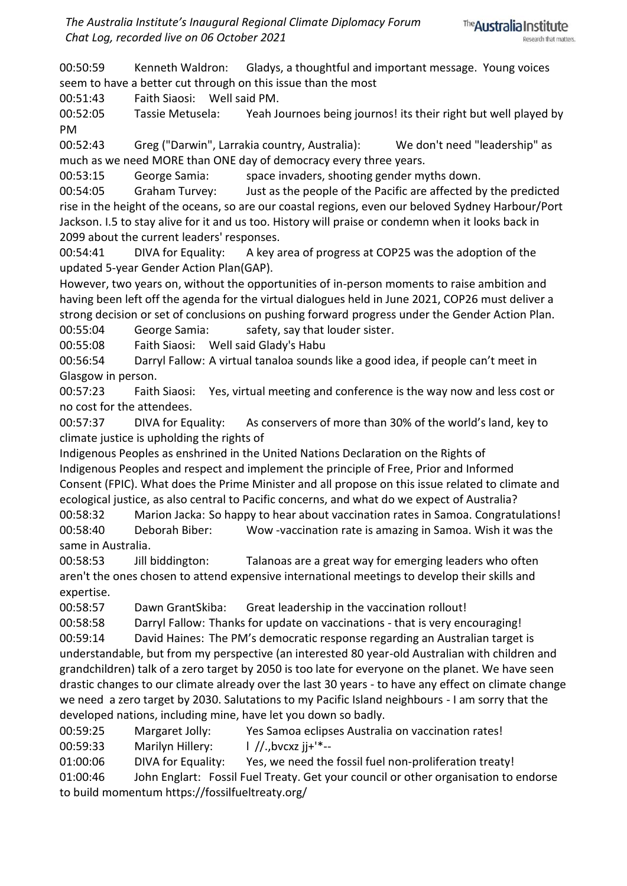00:50:59 Kenneth Waldron: Gladys, a thoughtful and important message. Young voices seem to have a better cut through on this issue than the most

00:51:43 Faith Siaosi: Well said PM.

00:52:05 Tassie Metusela: Yeah Journoes being journos! its their right but well played by PM

00:52:43 Greg ("Darwin", Larrakia country, Australia): We don't need "leadership" as much as we need MORE than ONE day of democracy every three years.

00:53:15 George Samia: space invaders, shooting gender myths down.

00:54:05 Graham Turvey: Just as the people of the Pacific are affected by the predicted rise in the height of the oceans, so are our coastal regions, even our beloved Sydney Harbour/Port Jackson. I.5 to stay alive for it and us too. History will praise or condemn when it looks back in 2099 about the current leaders' responses.

00:54:41 DIVA for Equality: A key area of progress at COP25 was the adoption of the updated 5-year Gender Action Plan(GAP).

However, two years on, without the opportunities of in-person moments to raise ambition and having been left off the agenda for the virtual dialogues held in June 2021, COP26 must deliver a strong decision or set of conclusions on pushing forward progress under the Gender Action Plan.

00:55:04 George Samia: safety, say that louder sister.

00:55:08 Faith Siaosi: Well said Glady's Habu

00:56:54 Darryl Fallow: A virtual tanaloa sounds like a good idea, if people can't meet in Glasgow in person.

00:57:23 Faith Siaosi: Yes, virtual meeting and conference is the way now and less cost or no cost for the attendees.

00:57:37 DIVA for Equality: As conservers of more than 30% of the world's land, key to climate justice is upholding the rights of

Indigenous Peoples as enshrined in the United Nations Declaration on the Rights of Indigenous Peoples and respect and implement the principle of Free, Prior and Informed Consent (FPIC). What does the Prime Minister and all propose on this issue related to climate and ecological justice, as also central to Pacific concerns, and what do we expect of Australia?

00:58:32 Marion Jacka: So happy to hear about vaccination rates in Samoa. Congratulations!

00:58:40 Deborah Biber: Wow -vaccination rate is amazing in Samoa. Wish it was the same in Australia.

00:58:53 Jill biddington: Talanoas are a great way for emerging leaders who often aren't the ones chosen to attend expensive international meetings to develop their skills and expertise.

00:58:57 Dawn GrantSkiba: Great leadership in the vaccination rollout!

00:58:58 Darryl Fallow: Thanks for update on vaccinations - that is very encouraging!

00:59:14 David Haines: The PM's democratic response regarding an Australian target is understandable, but from my perspective (an interested 80 year-old Australian with children and grandchildren) talk of a zero target by 2050 is too late for everyone on the planet. We have seen drastic changes to our climate already over the last 30 years - to have any effect on climate change we need a zero target by 2030. Salutations to my Pacific Island neighbours - I am sorry that the developed nations, including mine, have let you down so badly.

00:59:25 Margaret Jolly: Yes Samoa eclipses Australia on vaccination rates!

00:59:33 Marilyn Hillery: l //.,bvcxz jj+'*--

01:00:06 DIVA for Equality: Yes, we need the fossil fuel non-proliferation treaty!

01:00:46 John Englart: Fossil Fuel Treaty. Get your council or other organisation to endorse to build momentum https://fossilfueltreaty.org/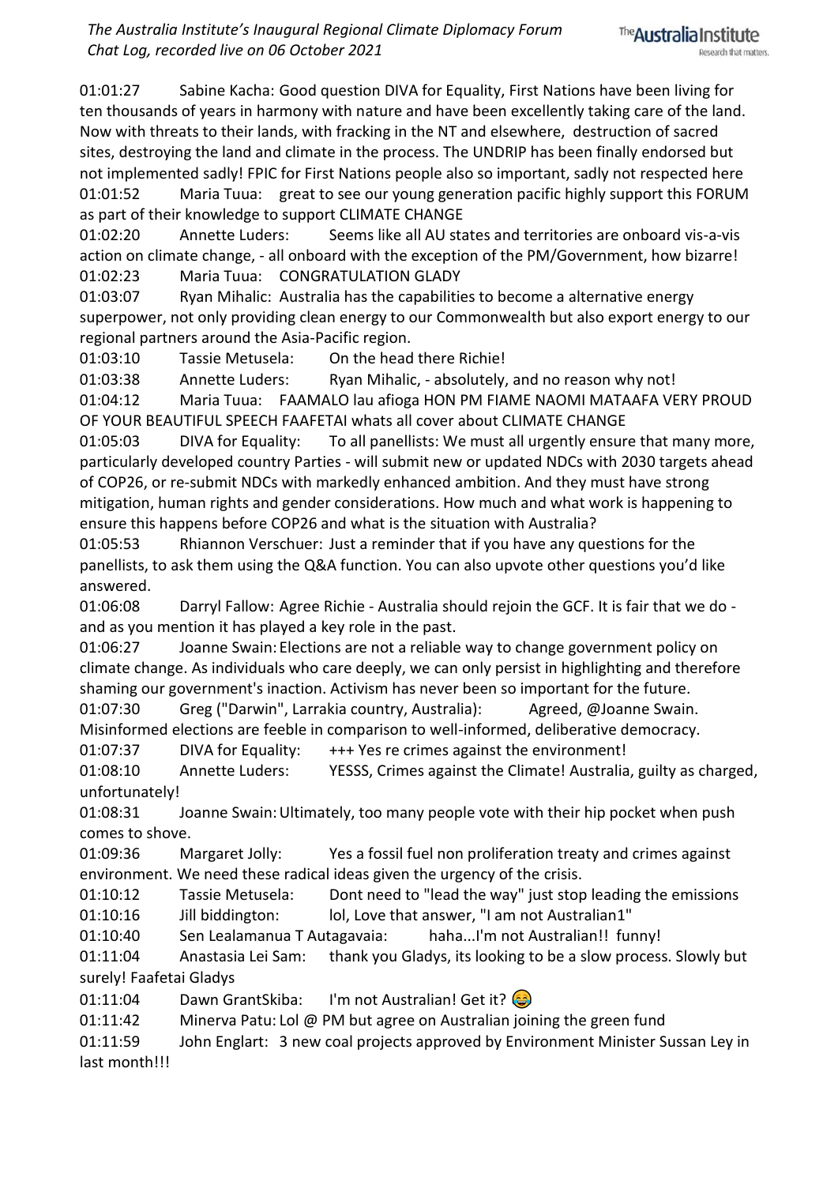01:01:27 Sabine Kacha: Good question DIVA for Equality, First Nations have been living for ten thousands of years in harmony with nature and have been excellently taking care of the land. Now with threats to their lands, with fracking in the NT and elsewhere, destruction of sacred sites, destroying the land and climate in the process. The UNDRIP has been finally endorsed but not implemented sadly! FPIC for First Nations people also so important, sadly not respected here

01:01:52 Maria Tuua: great to see our young generation pacific highly support this FORUM as part of their knowledge to support CLIMATE CHANGE

01:02:20 Annette Luders: Seems like all AU states and territories are onboard vis-a-vis action on climate change, - all onboard with the exception of the PM/Government, how bizarre!

01:02:23 Maria Tuua: CONGRATULATION GLADY

01:03:07 Ryan Mihalic: Australia has the capabilities to become a alternative energy superpower, not only providing clean energy to our Commonwealth but also export energy to our regional partners around the Asia-Pacific region.

01:03:10 Tassie Metusela: On the head there Richie!

01:03:38 Annette Luders: Ryan Mihalic, - absolutely, and no reason why not!

01:04:12 Maria Tuua: FAAMALO lau afioga HON PM FIAME NAOMI MATAAFA VERY PROUD OF YOUR BEAUTIFUL SPEECH FAAFETAI whats all cover about CLIMATE CHANGE

01:05:03 DIVA for Equality: To all panellists: We must all urgently ensure that many more, particularly developed country Parties - will submit new or updated NDCs with 2030 targets ahead of COP26, or re-submit NDCs with markedly enhanced ambition. And they must have strong mitigation, human rights and gender considerations. How much and what work is happening to ensure this happens before COP26 and what is the situation with Australia?

01:05:53 Rhiannon Verschuer: Just a reminder that if you have any questions for the panellists, to ask them using the Q&A function. You can also upvote other questions you'd like answered.

01:06:08 Darryl Fallow: Agree Richie - Australia should rejoin the GCF. It is fair that we do - and as you mention it has played a key role in the past.

01:06:27 Joanne Swain: Elections are not a reliable way to change government policy on climate change. As individuals who care deeply, we can only persist in highlighting and therefore shaming our government's inaction. Activism has never been so important for the future.

01:07:30 Greg ("Darwin", Larrakia country, Australia): Agreed, @Joanne Swain. Misinformed elections are feeble in comparison to well-informed, deliberative democracy.

01:07:37 DIVA for Equality: +++ Yes re crimes against the environment!

01:08:10 Annette Luders: YESSS, Crimes against the Climate! Australia, guilty as charged, unfortunately!

01:08:31 Joanne Swain: Ultimately, too many people vote with their hip pocket when push comes to shove.

01:09:36 Margaret Jolly: Yes a fossil fuel non proliferation treaty and crimes against environment. We need these radical ideas given the urgency of the crisis.

01:10:12 Tassie Metusela: Dont need to "lead the way" just stop leading the emissions

01:10:16 Jill biddington: lol, Love that answer, "I am not Australian1"

01:10:40 Sen Lealamanua T Autagavaia: haha...I'm not Australian!! funny!

01:11:04 Anastasia Lei Sam: thank you Gladys, its looking to be a slow process. Slowly but surely! Faafetai Gladys

01:11:04 Dawn GrantSkiba: I'm not Australian! Get it? 😂

01:11:42 Minerva Patu: Lol @ PM but agree on Australian joining the green fund

01:11:59 John Englart: 3 new coal projects approved by Environment Minister Sussan Ley in last month!!!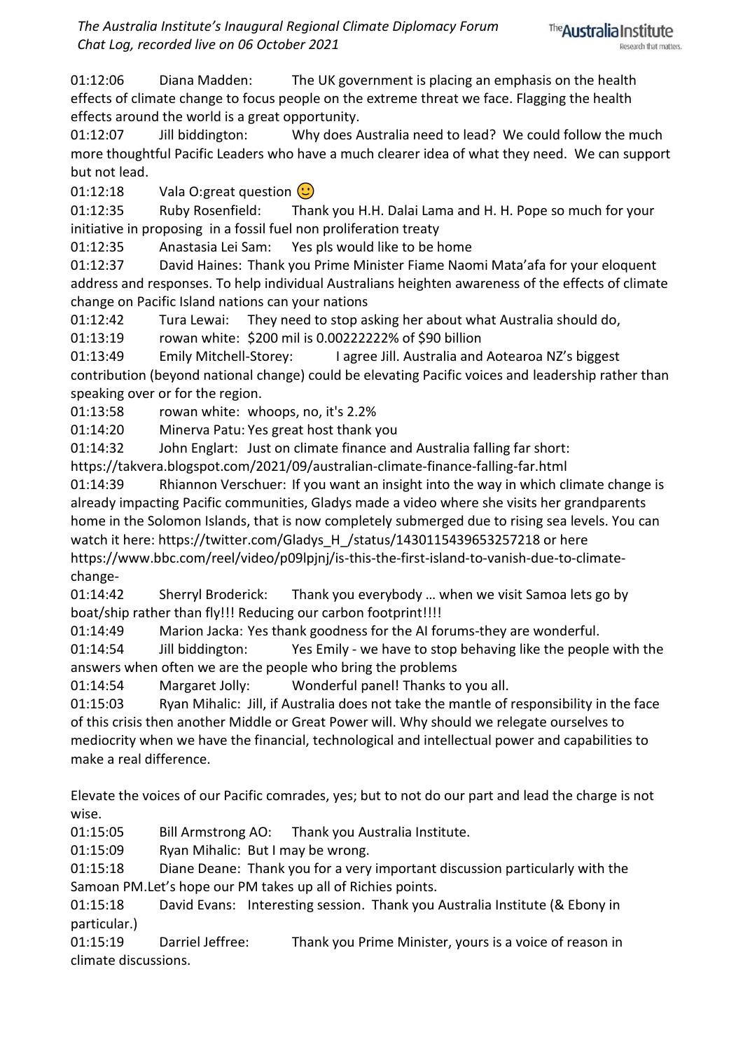01:12:06 Diana Madden: The UK government is placing an emphasis on the health effects of climate change to focus people on the extreme threat we face. Flagging the health effects around the world is a great opportunity.

01:12:07 Jill biddington: Why does Australia need to lead? We could follow the much more thoughtful Pacific Leaders who have a much clearer idea of what they need. We can support but not lead.

01:12:18 Vala O:great question 🙂

01:12:35 Ruby Rosenfield: Thank you H.H. Dalai Lama and H. H. Pope so much for your initiative in proposing in a fossil fuel non proliferation treaty

01:12:35 Anastasia Lei Sam: Yes pls would like to be home

01:12:37 David Haines: Thank you Prime Minister Fiame Naomi Mata'afa for your eloquent address and responses. To help individual Australians heighten awareness of the effects of climate change on Pacific Island nations can your nations

01:12:42 Tura Lewai: They need to stop asking her about what Australia should do,

01:13:19 rowan white: $200 mil is 0.00222222% of $90 billion

01:13:49 Emily Mitchell-Storey: I agree Jill. Australia and Aotearoa NZ's biggest contribution (beyond national change) could be elevating Pacific voices and leadership rather than speaking over or for the region.

01:13:58 rowan white: whoops, no, it's 2.2%

01:14:20 Minerva Patu: Yes great host thank you

01:14:32 John Englart: Just on climate finance and Australia falling far short: https://takvera.blogspot.com/2021/09/australian-climate-finance-falling-far.html

01:14:39 Rhiannon Verschuer: If you want an insight into the way in which climate change is already impacting Pacific communities, Gladys made a video where she visits her grandparents home in the Solomon Islands, that is now completely submerged due to rising sea levels. You can watch it here: https://twitter.com/Gladys_H_/status/1430115439653257218 or here https://www.bbc.com/reel/video/p09lpjnj/is-this-the-first-island-to-vanish-due-to-climate-change-

01:14:42 Sherryl Broderick: Thank you everybody … when we visit Samoa lets go by boat/ship rather than fly!!! Reducing our carbon footprint!!!!

01:14:49 Marion Jacka: Yes thank goodness for the AI forums-they are wonderful.

01:14:54 Jill biddington: Yes Emily - we have to stop behaving like the people with the answers when often we are the people who bring the problems

01:14:54 Margaret Jolly: Wonderful panel! Thanks to you all.

01:15:03 Ryan Mihalic: Jill, if Australia does not take the mantle of responsibility in the face of this crisis then another Middle or Great Power will. Why should we relegate ourselves to mediocrity when we have the financial, technological and intellectual power and capabilities to make a real difference.

Elevate the voices of our Pacific comrades, yes; but to not do our part and lead the charge is not wise.

01:15:05 Bill Armstrong AO: Thank you Australia Institute.

01:15:09 Ryan Mihalic: But I may be wrong.

01:15:18 Diane Deane: Thank you for a very important discussion particularly with the Samoan PM.Let's hope our PM takes up all of Richies points.

01:15:18 David Evans: Interesting session. Thank you Australia Institute (& Ebony in particular.)

01:15:19 Darriel Jeffree: Thank you Prime Minister, yours is a voice of reason in climate discussions.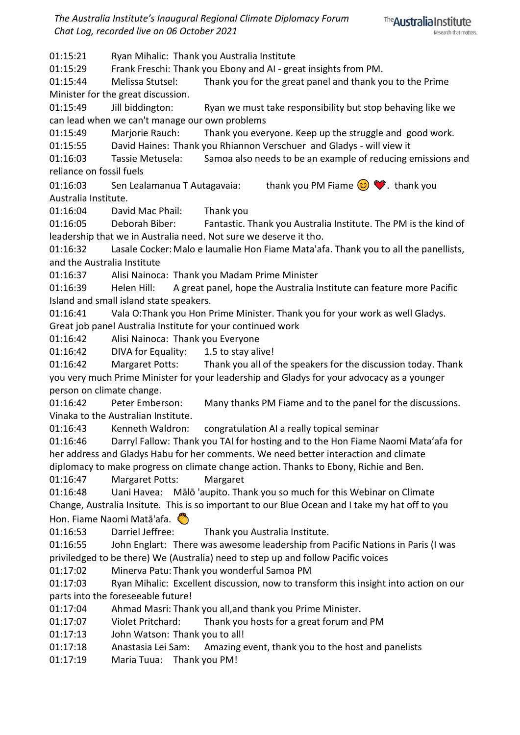01:15:21 Ryan Mihalic: Thank you Australia Institute

01:15:29 Frank Freschi: Thank you Ebony and AI - great insights from PM.

01:15:44 Melissa Stutsel: Thank you for the great panel and thank you to the Prime Minister for the great discussion.

01:15:49 Jill biddington: Ryan we must take responsibility but stop behaving like we can lead when we can't manage our own problems

01:15:49 Marjorie Rauch: Thank you everyone. Keep up the struggle and good work.

01:15:55 David Haines: Thank you Rhiannon Verschuer and Gladys - will view it

01:16:03 Tassie Metusela: Samoa also needs to be an example of reducing emissions and reliance on fossil fuels

01:16:03 Sen Lealamanua T Autagavaia: thank you PM Fiame 😊 ❤️. thank you Australia Institute.

01:16:04 David Mac Phail: Thank you

01:16:05 Deborah Biber: Fantastic. Thank you Australia Institute. The PM is the kind of leadership that we in Australia need. Not sure we deserve it tho.

01:16:32 Lasale Cocker: Malo e laumalie Hon Fiame Mata'afa. Thank you to all the panellists, and the Australia Institute

01:16:37 Alisi Nainoca: Thank you Madam Prime Minister

01:16:39 Helen Hill: A great panel, hope the Australia Institute can feature more Pacific Island and small island state speakers.

01:16:41 Vala O: Thank you Hon Prime Minister. Thank you for your work as well Gladys. Great job panel Australia Institute for your continued work

01:16:42 Alisi Nainoca: Thank you Everyone

01:16:42 DIVA for Equality: 1.5 to stay alive!

01:16:42 Margaret Potts: Thank you all of the speakers for the discussion today. Thank you very much Prime Minister for your leadership and Gladys for your advocacy as a younger person on climate change.

01:16:42 Peter Emberson: Many thanks PM Fiame and to the panel for the discussions. Vinaka to the Australian Institute.

01:16:43 Kenneth Waldron: congratulation AI a really topical seminar

01:16:46 Darryl Fallow: Thank you TAI for hosting and to the Hon Fiame Naomi Mata'afa for her address and Gladys Habu for her comments. We need better interaction and climate diplomacy to make progress on climate change action. Thanks to Ebony, Richie and Ben.

01:16:47 Margaret Potts: Margaret

01:16:48 Uani Havea: Mālō 'aupito. Thank you so much for this Webinar on Climate Change, Australia Insitute. This is so important to our Blue Ocean and I take my hat off to you Hon. Fiame Naomi Matā'afa. 👏

01:16:53 Darriel Jeffree: Thank you Australia Institute.

01:16:55 John Englart: There was awesome leadership from Pacific Nations in Paris (I was priviledged to be there) We (Australia) need to step up and follow Pacific voices

01:17:02 Minerva Patu: Thank you wonderful Samoa PM

01:17:03 Ryan Mihalic: Excellent discussion, now to transform this insight into action on our parts into the foreseeable future!

01:17:04 Ahmad Masri: Thank you all,and thank you Prime Minister.

01:17:07 Violet Pritchard: Thank you hosts for a great forum and PM

01:17:13 John Watson: Thank you to all!

01:17:18 Anastasia Lei Sam: Amazing event, thank you to the host and panelists

01:17:19 Maria Tuua: Thank you PM!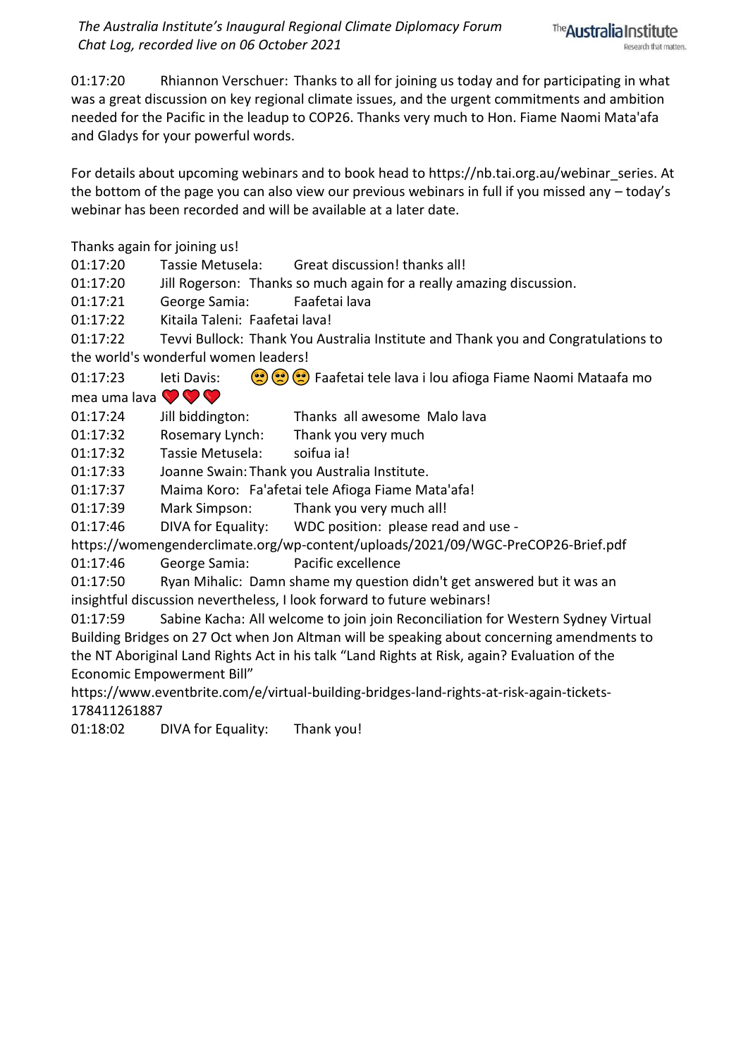01:17:20 Rhiannon Verschuer: Thanks to all for joining us today and for participating in what was a great discussion on key regional climate issues, and the urgent commitments and ambition needed for the Pacific in the leadup to COP26. Thanks very much to Hon. Fiame Naomi Mata'afa and Gladys for your powerful words.

For details about upcoming webinars and to book head to https://nb.tai.org.au/webinar_series. At the bottom of the page you can also view our previous webinars in full if you missed any – today's webinar has been recorded and will be available at a later date.

Thanks again for joining us!

01:17:20 Tassie Metusela: Great discussion! thanks all!

01:17:20 Jill Rogerson: Thanks so much again for a really amazing discussion.

01:17:21 George Samia: Faafetai lava

01:17:22 Kitaila Taleni: Faafetai lava!

01:17:22 Tevvi Bullock: Thank You Australia Institute and Thank you and Congratulations to the world's wonderful women leaders!

01:17:23 Ieti Davis: 😢😢😢 Faafetai tele lava i lou afioga Fiame Naomi Mataafa mo mea uma lava ❤️❤️❤️

01:17:24 Jill biddington: Thanks all awesome Malo lava

01:17:32 Rosemary Lynch: Thank you very much

01:17:32 Tassie Metusela: soifua ia!

01:17:33 Joanne Swain: Thank you Australia Institute.

01:17:37 Maima Koro: Fa'afetai tele Afioga Fiame Mata'afa!

01:17:39 Mark Simpson: Thank you very much all!

01:17:46 DIVA for Equality: WDC position: please read and use - https://womengenderclimate.org/wp-content/uploads/2021/09/WGC-PreCOP26-Brief.pdf

01:17:46 George Samia: Pacific excellence

01:17:50 Ryan Mihalic: Damn shame my question didn't get answered but it was an insightful discussion nevertheless, I look forward to future webinars!

01:17:59 Sabine Kacha: All welcome to join join Reconciliation for Western Sydney Virtual Building Bridges on 27 Oct when Jon Altman will be speaking about concerning amendments to the NT Aboriginal Land Rights Act in his talk "Land Rights at Risk, again? Evaluation of the Economic Empowerment Bill" https://www.eventbrite.com/e/virtual-building-bridges-land-rights-at-risk-again-tickets-178411261887

01:18:02 DIVA for Equality: Thank you!